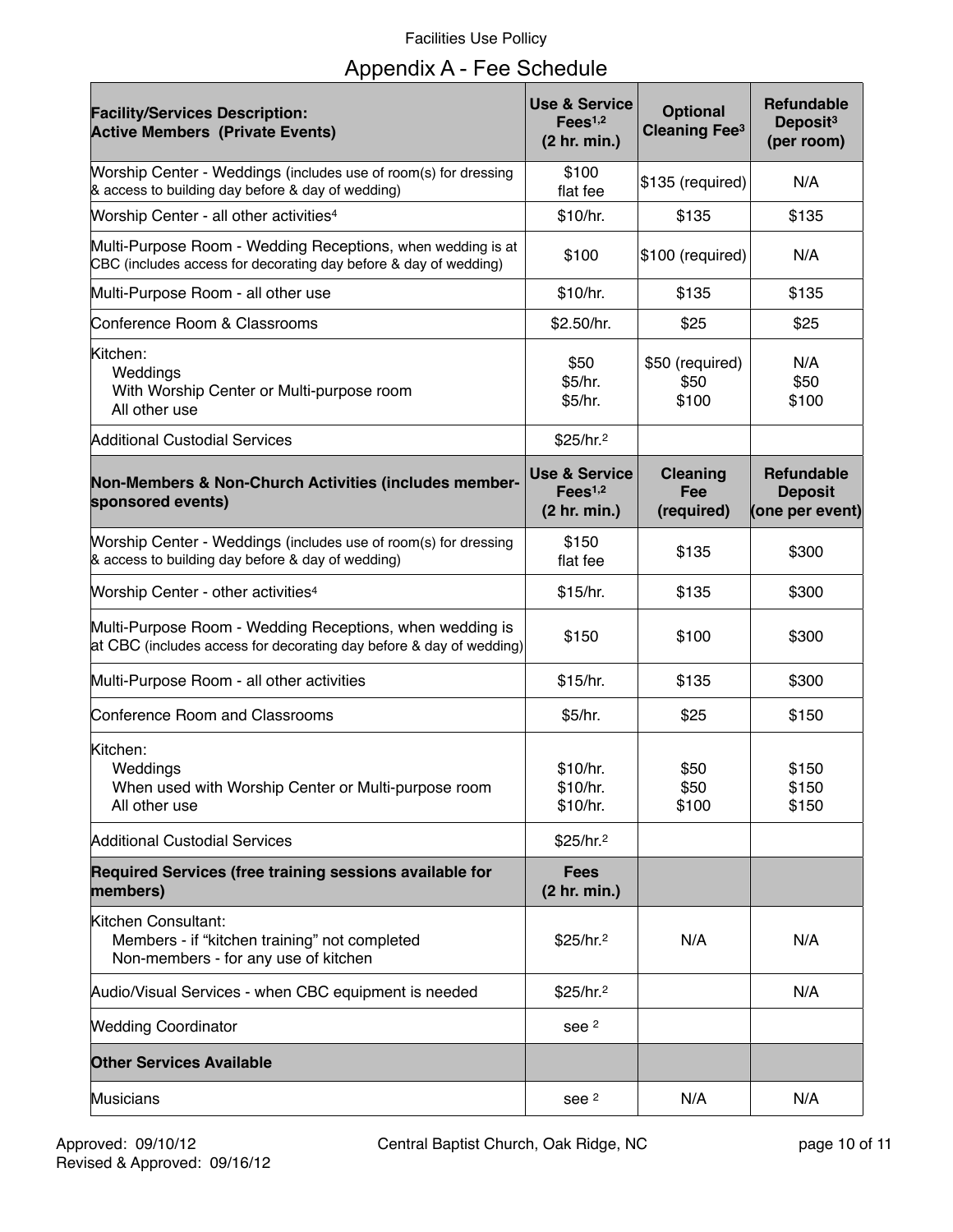Facilities Use Pollicy

## Appendix A - Fee Schedule

| Facility/Services Description: Active Members (Private Events) | Use & Service Fees[1,2] (2 hr. min.) | Optional Cleaning Fee[3] | Refundable Deposit[3] (per room) |
|---|---|---|---|
| Worship Center - Weddings (includes use of room(s) for dressing & access to building day before & day of wedding) | $100 flat fee | $135 (required) | N/A |
| Worship Center - all other activities[4] | $10/hr. | $135 | $135 |
| Multi-Purpose Room - Wedding Receptions, when wedding is at CBC (includes access for decorating day before & day of wedding) | $100 | $100 (required) | N/A |
| Multi-Purpose Room - all other use | $10/hr. | $135 | $135 |
| Conference Room & Classrooms | $2.50/hr. | $25 | $25 |
| Kitchen:<br>Weddings<br>With Worship Center or Multi-purpose room<br>All other use | <br>$50<br>$5/hr.<br>$5/hr. | <br>$50 (required)<br>$50<br>$100 | <br>N/A<br>$50<br>$100 |
| Additional Custodial Services | $25/hr.[2] | | |
| **Non-Members & Non-Church Activities (includes member-sponsored events)** | **Use & Service Fees[1,2] (2 hr. min.)** | **Cleaning Fee (required)** | **Refundable Deposit (one per event)** |
| Worship Center - Weddings (includes use of room(s) for dressing & access to building day before & day of wedding) | $150 flat fee | $135 | $300 |
| Worship Center - other activities[4] | $15/hr. | $135 | $300 |
| Multi-Purpose Room - Wedding Receptions, when wedding is at CBC (includes access for decorating day before & day of wedding) | $150 | $100 | $300 |
| Multi-Purpose Room - all other activities | $15/hr. | $135 | $300 |
| Conference Room and Classrooms | $5/hr. | $25 | $150 |
| Kitchen:<br>Weddings<br>When used with Worship Center or Multi-purpose room<br>All other use | <br>$10/hr.<br>$10/hr.<br>$10/hr. | <br>$50<br>$50<br>$100 | <br>$150<br>$150<br>$150 |
| Additional Custodial Services | $25/hr.[2] | | |
| **Required Services (free training sessions available for members)** | **Fees (2 hr. min.)** | | |
| Kitchen Consultant:<br>Members - if "kitchen training" not completed<br>Non-members - for any use of kitchen | $25/hr.[2] | N/A | N/A |
| Audio/Visual Services - when CBC equipment is needed | $25/hr.[2] | | N/A |
| Wedding Coordinator | see [2] | | |
| **Other Services Available** | | | |
| Musicians | see [2] | N/A | N/A |

Approved: 09/10/12
Revised & Approved: 09/16/12

Central Baptist Church, Oak Ridge, NC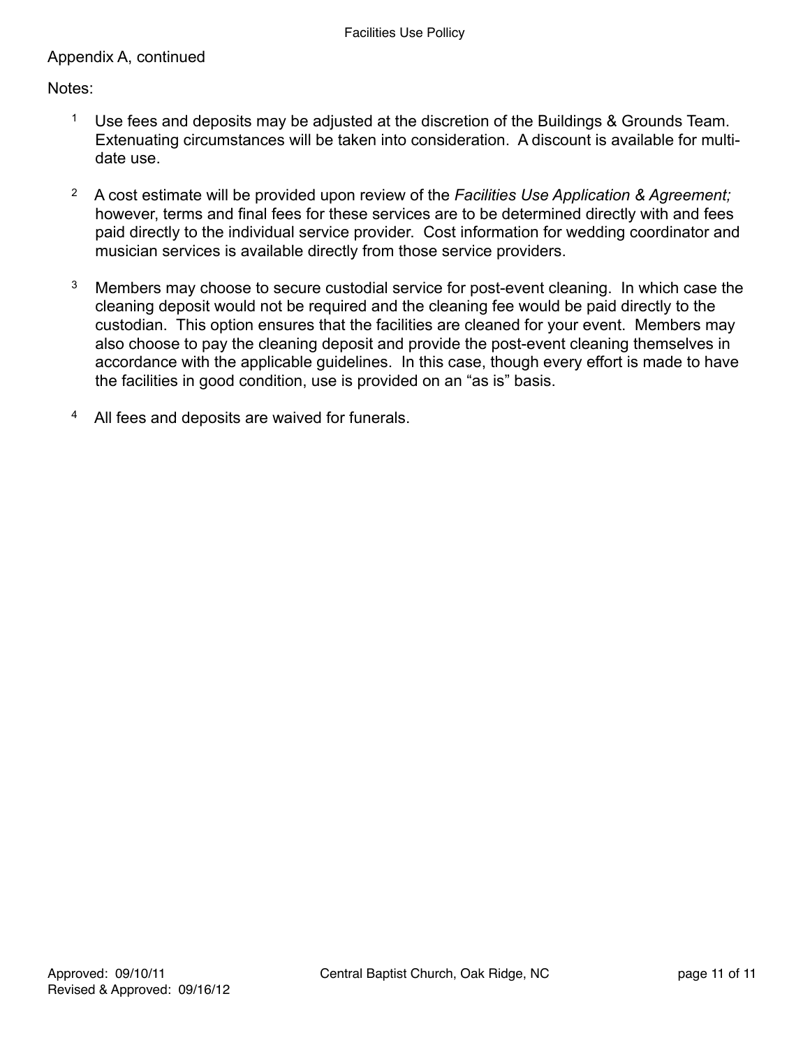Appendix A, continued

Notes:

[1] Use fees and deposits may be adjusted at the discretion of the Buildings & Grounds Team. Extenuating circumstances will be taken into consideration. A discount is available for multi-date use.

[2] A cost estimate will be provided upon review of the *Facilities Use Application & Agreement;* however, terms and final fees for these services are to be determined directly with and fees paid directly to the individual service provider. Cost information for wedding coordinator and musician services is available directly from those service providers.

[3] Members may choose to secure custodial service for post-event cleaning. In which case the cleaning deposit would not be required and the cleaning fee would be paid directly to the custodian. This option ensures that the facilities are cleaned for your event. Members may also choose to pay the cleaning deposit and provide the post-event cleaning themselves in accordance with the applicable guidelines. In this case, though every effort is made to have the facilities in good condition, use is provided on an "as is" basis.

[4] All fees and deposits are waived for funerals.

Approved: 09/10/11
Revised & Approved: 09/16/12